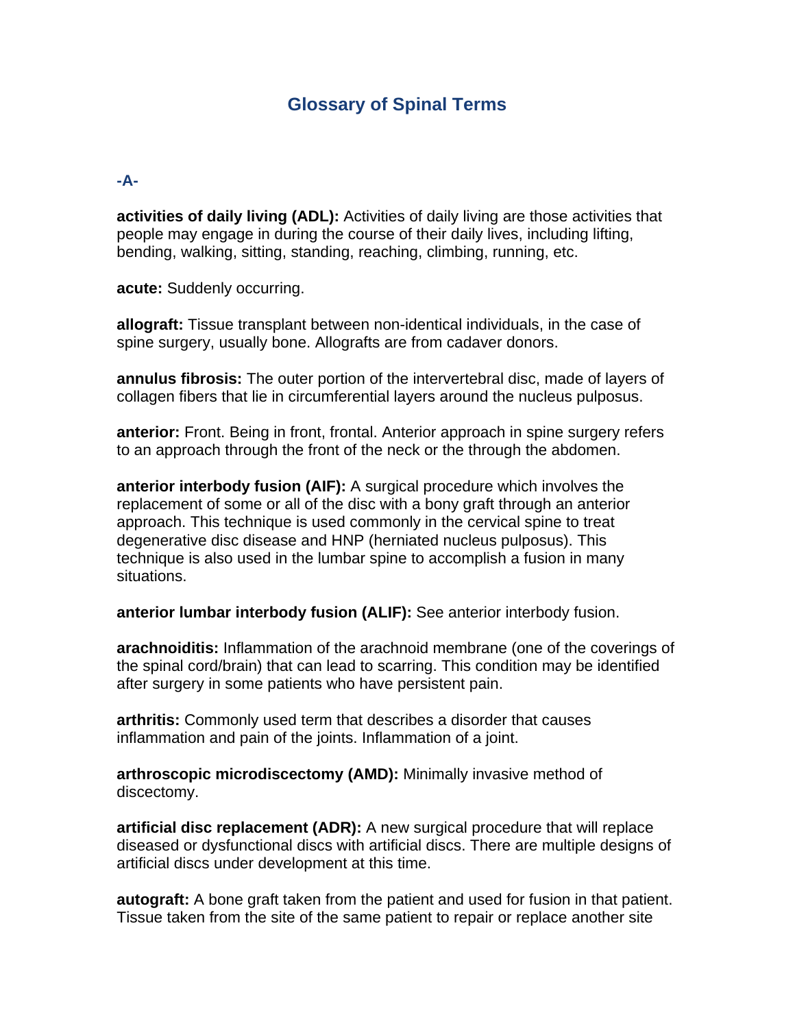# Glossary of Spinal Terms

## -A-

**activities of daily living (ADL):** Activities of daily living are those activities that people may engage in during the course of their daily lives, including lifting, bending, walking, sitting, standing, reaching, climbing, running, etc.

**acute:** Suddenly occurring.

**allograft:** Tissue transplant between non-identical individuals, in the case of spine surgery, usually bone. Allografts are from cadaver donors.

**annulus fibrosis:** The outer portion of the intervertebral disc, made of layers of collagen fibers that lie in circumferential layers around the nucleus pulposus.

**anterior:** Front. Being in front, frontal. Anterior approach in spine surgery refers to an approach through the front of the neck or the through the abdomen.

**anterior interbody fusion (AIF):** A surgical procedure which involves the replacement of some or all of the disc with a bony graft through an anterior approach. This technique is used commonly in the cervical spine to treat degenerative disc disease and HNP (herniated nucleus pulposus). This technique is also used in the lumbar spine to accomplish a fusion in many situations.

**anterior lumbar interbody fusion (ALIF):** See anterior interbody fusion.

**arachnoiditis:** Inflammation of the arachnoid membrane (one of the coverings of the spinal cord/brain) that can lead to scarring. This condition may be identified after surgery in some patients who have persistent pain.

**arthritis:** Commonly used term that describes a disorder that causes inflammation and pain of the joints. Inflammation of a joint.

**arthroscopic microdiscectomy (AMD):** Minimally invasive method of discectomy.

**artificial disc replacement (ADR):** A new surgical procedure that will replace diseased or dysfunctional discs with artificial discs. There are multiple designs of artificial discs under development at this time.

**autograft:** A bone graft taken from the patient and used for fusion in that patient. Tissue taken from the site of the same patient to repair or replace another site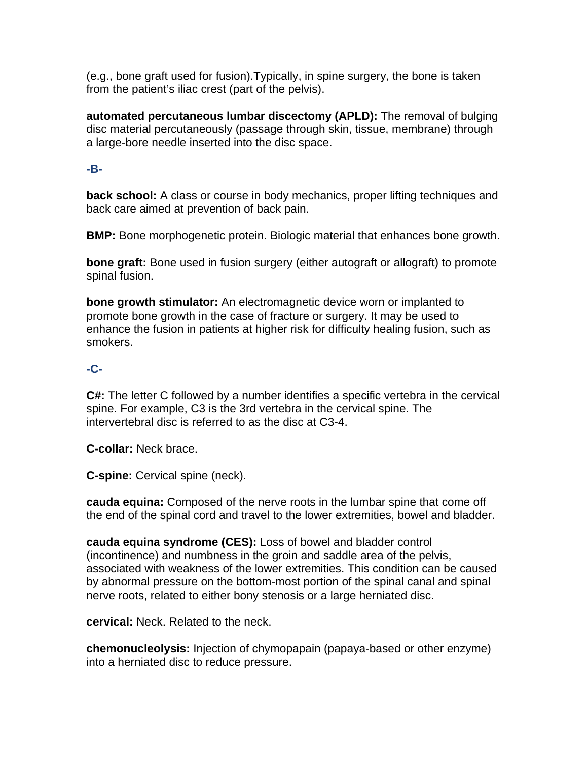(e.g., bone graft used for fusion).Typically, in spine surgery, the bone is taken from the patient's iliac crest (part of the pelvis).

**automated percutaneous lumbar discectomy (APLD):** The removal of bulging disc material percutaneously (passage through skin, tissue, membrane) through a large-bore needle inserted into the disc space.

### -B-

**back school:** A class or course in body mechanics, proper lifting techniques and back care aimed at prevention of back pain.

**BMP:** Bone morphogenetic protein. Biologic material that enhances bone growth.

**bone graft:** Bone used in fusion surgery (either autograft or allograft) to promote spinal fusion.

**bone growth stimulator:** An electromagnetic device worn or implanted to promote bone growth in the case of fracture or surgery. It may be used to enhance the fusion in patients at higher risk for difficulty healing fusion, such as smokers.

### -C-

**C#:** The letter C followed by a number identifies a specific vertebra in the cervical spine. For example, C3 is the 3rd vertebra in the cervical spine. The intervertebral disc is referred to as the disc at C3-4.

**C-collar:** Neck brace.

**C-spine:** Cervical spine (neck).

**cauda equina:** Composed of the nerve roots in the lumbar spine that come off the end of the spinal cord and travel to the lower extremities, bowel and bladder.

**cauda equina syndrome (CES):** Loss of bowel and bladder control (incontinence) and numbness in the groin and saddle area of the pelvis, associated with weakness of the lower extremities. This condition can be caused by abnormal pressure on the bottom-most portion of the spinal canal and spinal nerve roots, related to either bony stenosis or a large herniated disc.

**cervical:** Neck. Related to the neck.

**chemonucleolysis:** Injection of chymopapain (papaya-based or other enzyme) into a herniated disc to reduce pressure.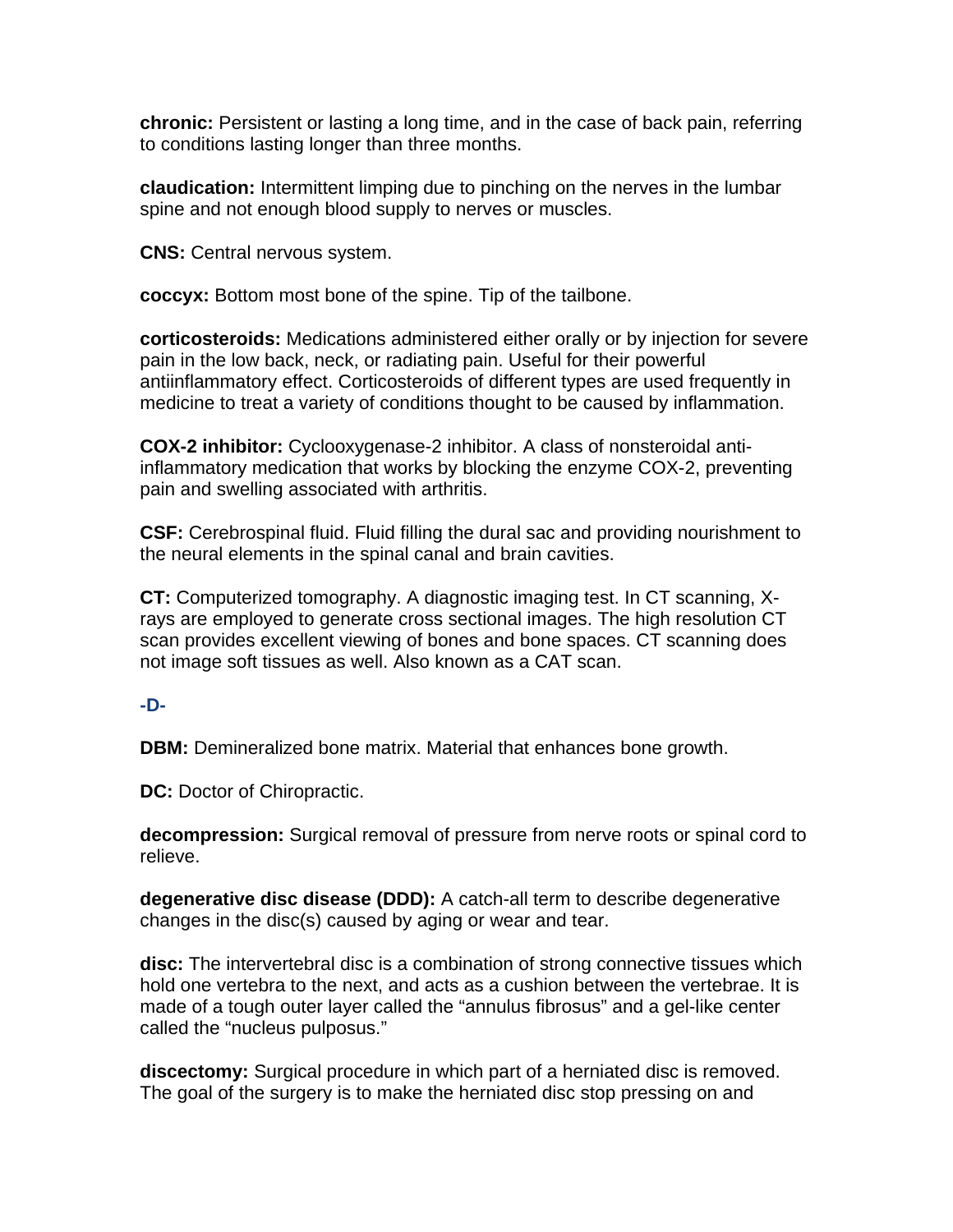**chronic:** Persistent or lasting a long time, and in the case of back pain, referring to conditions lasting longer than three months.

**claudication:** Intermittent limping due to pinching on the nerves in the lumbar spine and not enough blood supply to nerves or muscles.

**CNS:** Central nervous system.

**coccyx:** Bottom most bone of the spine. Tip of the tailbone.

**corticosteroids:** Medications administered either orally or by injection for severe pain in the low back, neck, or radiating pain. Useful for their powerful antiinflammatory effect. Corticosteroids of different types are used frequently in medicine to treat a variety of conditions thought to be caused by inflammation.

**COX-2 inhibitor:** Cyclooxygenase-2 inhibitor. A class of nonsteroidal anti-inflammatory medication that works by blocking the enzyme COX-2, preventing pain and swelling associated with arthritis.

**CSF:** Cerebrospinal fluid. Fluid filling the dural sac and providing nourishment to the neural elements in the spinal canal and brain cavities.

**CT:** Computerized tomography. A diagnostic imaging test. In CT scanning, X-rays are employed to generate cross sectional images. The high resolution CT scan provides excellent viewing of bones and bone spaces. CT scanning does not image soft tissues as well. Also known as a CAT scan.

## -D-

**DBM:** Demineralized bone matrix. Material that enhances bone growth.

**DC:** Doctor of Chiropractic.

**decompression:** Surgical removal of pressure from nerve roots or spinal cord to relieve.

**degenerative disc disease (DDD):** A catch-all term to describe degenerative changes in the disc(s) caused by aging or wear and tear.

**disc:** The intervertebral disc is a combination of strong connective tissues which hold one vertebra to the next, and acts as a cushion between the vertebrae. It is made of a tough outer layer called the "annulus fibrosus" and a gel-like center called the "nucleus pulposus."

**discectomy:** Surgical procedure in which part of a herniated disc is removed. The goal of the surgery is to make the herniated disc stop pressing on and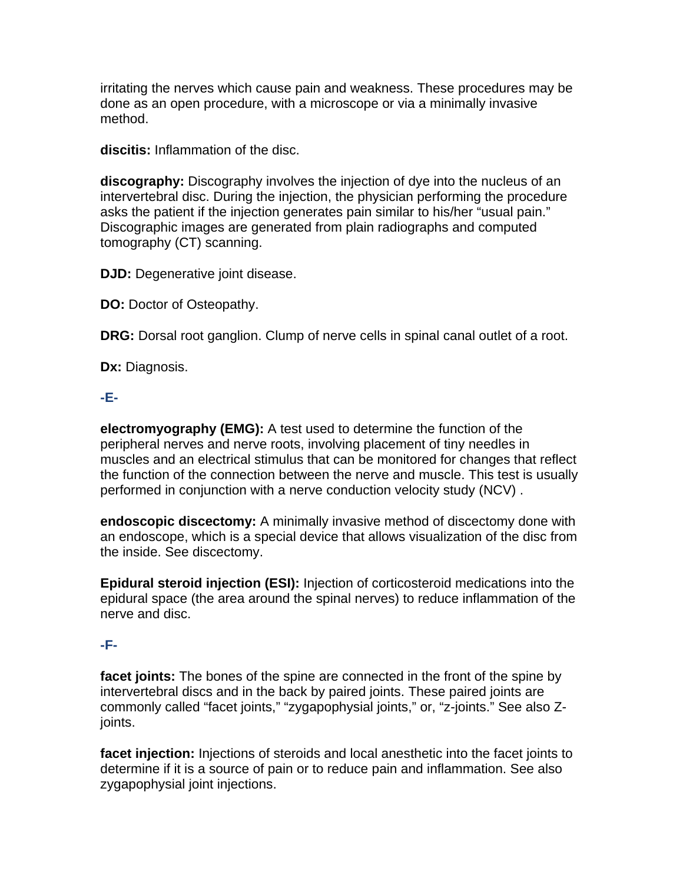irritating the nerves which cause pain and weakness. These procedures may be done as an open procedure, with a microscope or via a minimally invasive method.

**discitis:** Inflammation of the disc.

**discography:** Discography involves the injection of dye into the nucleus of an intervertebral disc. During the injection, the physician performing the procedure asks the patient if the injection generates pain similar to his/her “usual pain.” Discographic images are generated from plain radiographs and computed tomography (CT) scanning.

**DJD:** Degenerative joint disease.

**DO:** Doctor of Osteopathy.

**DRG:** Dorsal root ganglion. Clump of nerve cells in spinal canal outlet of a root.

**Dx:** Diagnosis.

### -E-

**electromyography (EMG):** A test used to determine the function of the peripheral nerves and nerve roots, involving placement of tiny needles in muscles and an electrical stimulus that can be monitored for changes that reflect the function of the connection between the nerve and muscle. This test is usually performed in conjunction with a nerve conduction velocity study (NCV) .

**endoscopic discectomy:** A minimally invasive method of discectomy done with an endoscope, which is a special device that allows visualization of the disc from the inside. See discectomy.

**Epidural steroid injection (ESI):** Injection of corticosteroid medications into the epidural space (the area around the spinal nerves) to reduce inflammation of the nerve and disc.

### -F-

**facet joints:** The bones of the spine are connected in the front of the spine by intervertebral discs and in the back by paired joints. These paired joints are commonly called “facet joints,” “zygapophysial joints,” or, “z-joints.” See also Z-joints.

**facet injection:** Injections of steroids and local anesthetic into the facet joints to determine if it is a source of pain or to reduce pain and inflammation. See also zygapophysial joint injections.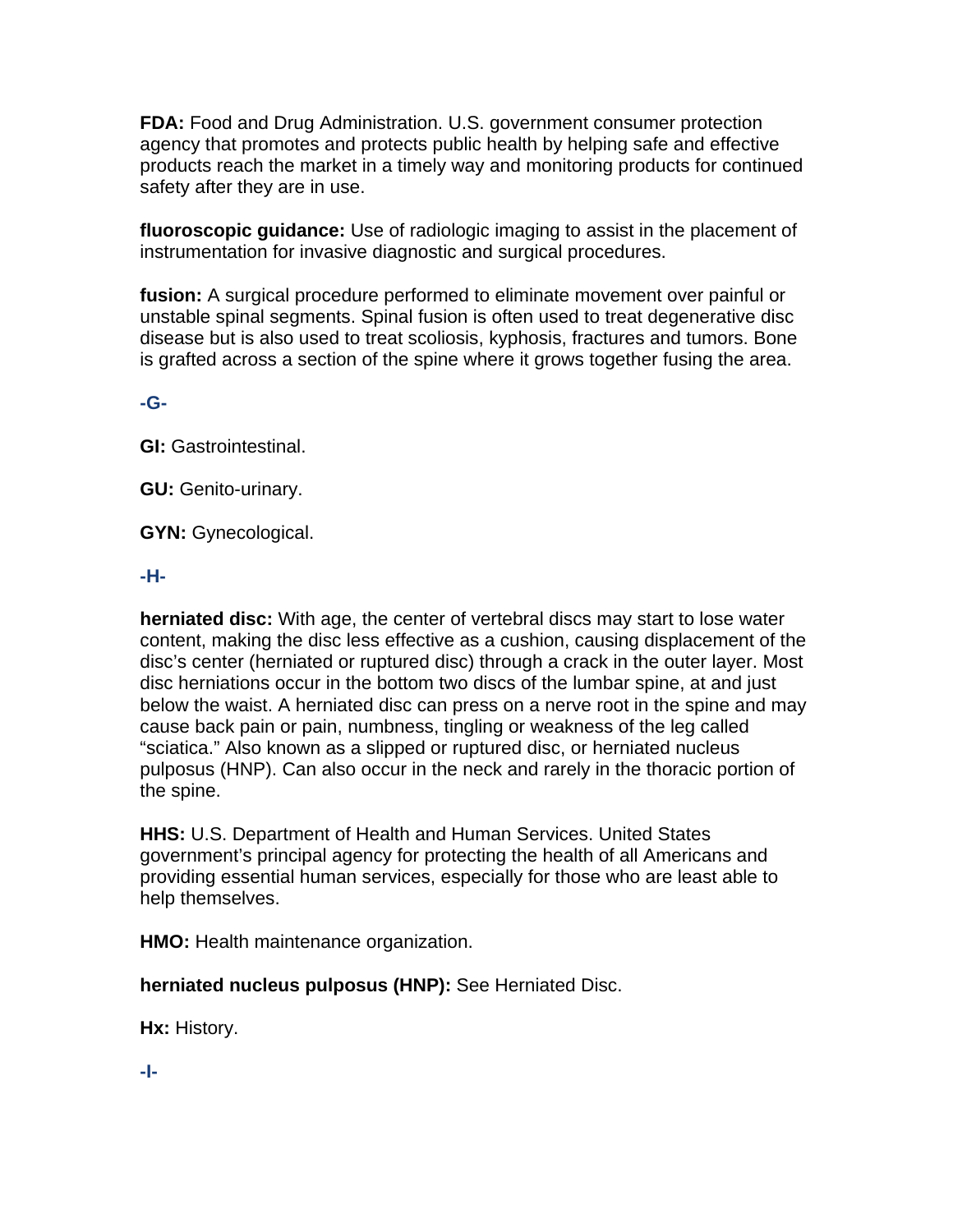**FDA:** Food and Drug Administration. U.S. government consumer protection agency that promotes and protects public health by helping safe and effective products reach the market in a timely way and monitoring products for continued safety after they are in use.

**fluoroscopic guidance:** Use of radiologic imaging to assist in the placement of instrumentation for invasive diagnostic and surgical procedures.

**fusion:** A surgical procedure performed to eliminate movement over painful or unstable spinal segments. Spinal fusion is often used to treat degenerative disc disease but is also used to treat scoliosis, kyphosis, fractures and tumors. Bone is grafted across a section of the spine where it grows together fusing the area.

### -G-

**GI:** Gastrointestinal.

**GU:** Genito-urinary.

**GYN:** Gynecological.

### -H-

**herniated disc:** With age, the center of vertebral discs may start to lose water content, making the disc less effective as a cushion, causing displacement of the disc's center (herniated or ruptured disc) through a crack in the outer layer. Most disc herniations occur in the bottom two discs of the lumbar spine, at and just below the waist. A herniated disc can press on a nerve root in the spine and may cause back pain or pain, numbness, tingling or weakness of the leg called "sciatica." Also known as a slipped or ruptured disc, or herniated nucleus pulposus (HNP). Can also occur in the neck and rarely in the thoracic portion of the spine.

**HHS:** U.S. Department of Health and Human Services. United States government's principal agency for protecting the health of all Americans and providing essential human services, especially for those who are least able to help themselves.

**HMO:** Health maintenance organization.

**herniated nucleus pulposus (HNP):** See Herniated Disc.

**Hx:** History.

### -I-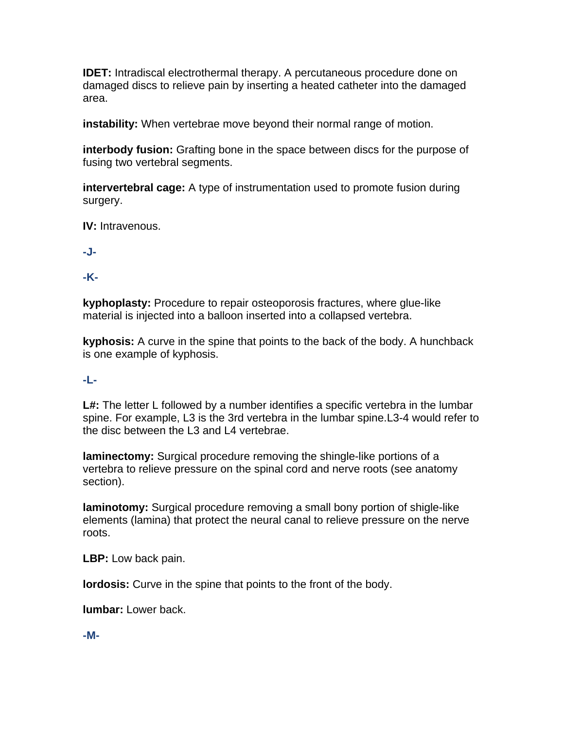**IDET:** Intradiscal electrothermal therapy. A percutaneous procedure done on damaged discs to relieve pain by inserting a heated catheter into the damaged area.

**instability:** When vertebrae move beyond their normal range of motion.

**interbody fusion:** Grafting bone in the space between discs for the purpose of fusing two vertebral segments.

**intervertebral cage:** A type of instrumentation used to promote fusion during surgery.

**IV:** Intravenous.

**-J-**

**-K-**

**kyphoplasty:** Procedure to repair osteoporosis fractures, where glue-like material is injected into a balloon inserted into a collapsed vertebra.

**kyphosis:** A curve in the spine that points to the back of the body. A hunchback is one example of kyphosis.

**-L-**

**L#:** The letter L followed by a number identifies a specific vertebra in the lumbar spine. For example, L3 is the 3rd vertebra in the lumbar spine.L3-4 would refer to the disc between the L3 and L4 vertebrae.

**laminectomy:** Surgical procedure removing the shingle-like portions of a vertebra to relieve pressure on the spinal cord and nerve roots (see anatomy section).

**laminotomy:** Surgical procedure removing a small bony portion of shigle-like elements (lamina) that protect the neural canal to relieve pressure on the nerve roots.

**LBP:** Low back pain.

**lordosis:** Curve in the spine that points to the front of the body.

**lumbar:** Lower back.

**-M-**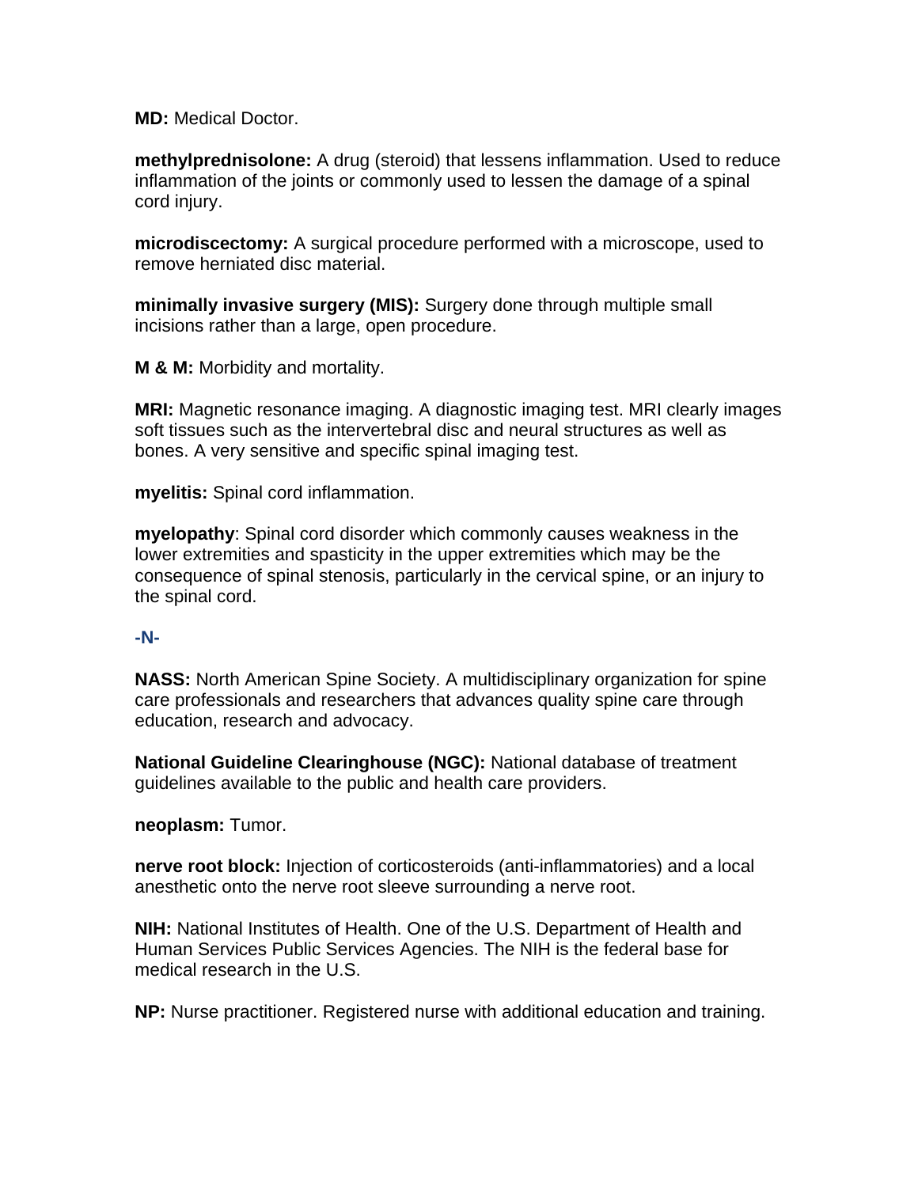**MD:** Medical Doctor.

**methylprednisolone:** A drug (steroid) that lessens inflammation. Used to reduce inflammation of the joints or commonly used to lessen the damage of a spinal cord injury.

**microdiscectomy:** A surgical procedure performed with a microscope, used to remove herniated disc material.

**minimally invasive surgery (MIS):** Surgery done through multiple small incisions rather than a large, open procedure.

**M & M:** Morbidity and mortality.

**MRI:** Magnetic resonance imaging. A diagnostic imaging test. MRI clearly images soft tissues such as the intervertebral disc and neural structures as well as bones. A very sensitive and specific spinal imaging test.

**myelitis:** Spinal cord inflammation.

**myelopathy**: Spinal cord disorder which commonly causes weakness in the lower extremities and spasticity in the upper extremities which may be the consequence of spinal stenosis, particularly in the cervical spine, or an injury to the spinal cord.

**-N-**

**NASS:** North American Spine Society. A multidisciplinary organization for spine care professionals and researchers that advances quality spine care through education, research and advocacy.

**National Guideline Clearinghouse (NGC):** National database of treatment guidelines available to the public and health care providers.

**neoplasm:** Tumor.

**nerve root block:** Injection of corticosteroids (anti-inflammatories) and a local anesthetic onto the nerve root sleeve surrounding a nerve root.

**NIH:** National Institutes of Health. One of the U.S. Department of Health and Human Services Public Services Agencies. The NIH is the federal base for medical research in the U.S.

**NP:** Nurse practitioner. Registered nurse with additional education and training.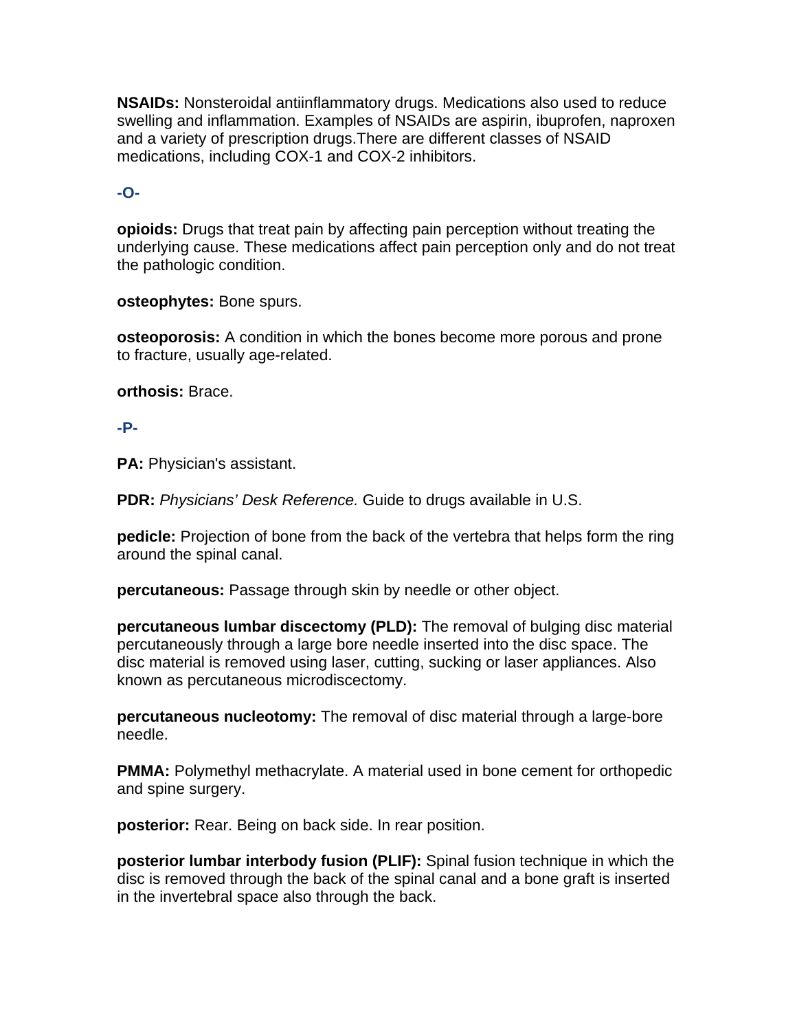**NSAIDs:** Nonsteroidal antiinflammatory drugs. Medications also used to reduce swelling and inflammation. Examples of NSAIDs are aspirin, ibuprofen, naproxen and a variety of prescription drugs.There are different classes of NSAID medications, including COX-1 and COX-2 inhibitors.

**-O-**

**opioids:** Drugs that treat pain by affecting pain perception without treating the underlying cause. These medications affect pain perception only and do not treat the pathologic condition.

**osteophytes:** Bone spurs.

**osteoporosis:** A condition in which the bones become more porous and prone to fracture, usually age-related.

**orthosis:** Brace.

**-P-**

**PA:** Physician's assistant.

**PDR:** *Physicians' Desk Reference.* Guide to drugs available in U.S.

**pedicle:** Projection of bone from the back of the vertebra that helps form the ring around the spinal canal.

**percutaneous:** Passage through skin by needle or other object.

**percutaneous lumbar discectomy (PLD):** The removal of bulging disc material percutaneously through a large bore needle inserted into the disc space. The disc material is removed using laser, cutting, sucking or laser appliances. Also known as percutaneous microdiscectomy.

**percutaneous nucleotomy:** The removal of disc material through a large-bore needle.

**PMMA:** Polymethyl methacrylate. A material used in bone cement for orthopedic and spine surgery.

**posterior:** Rear. Being on back side. In rear position.

**posterior lumbar interbody fusion (PLIF):** Spinal fusion technique in which the disc is removed through the back of the spinal canal and a bone graft is inserted in the invertebral space also through the back.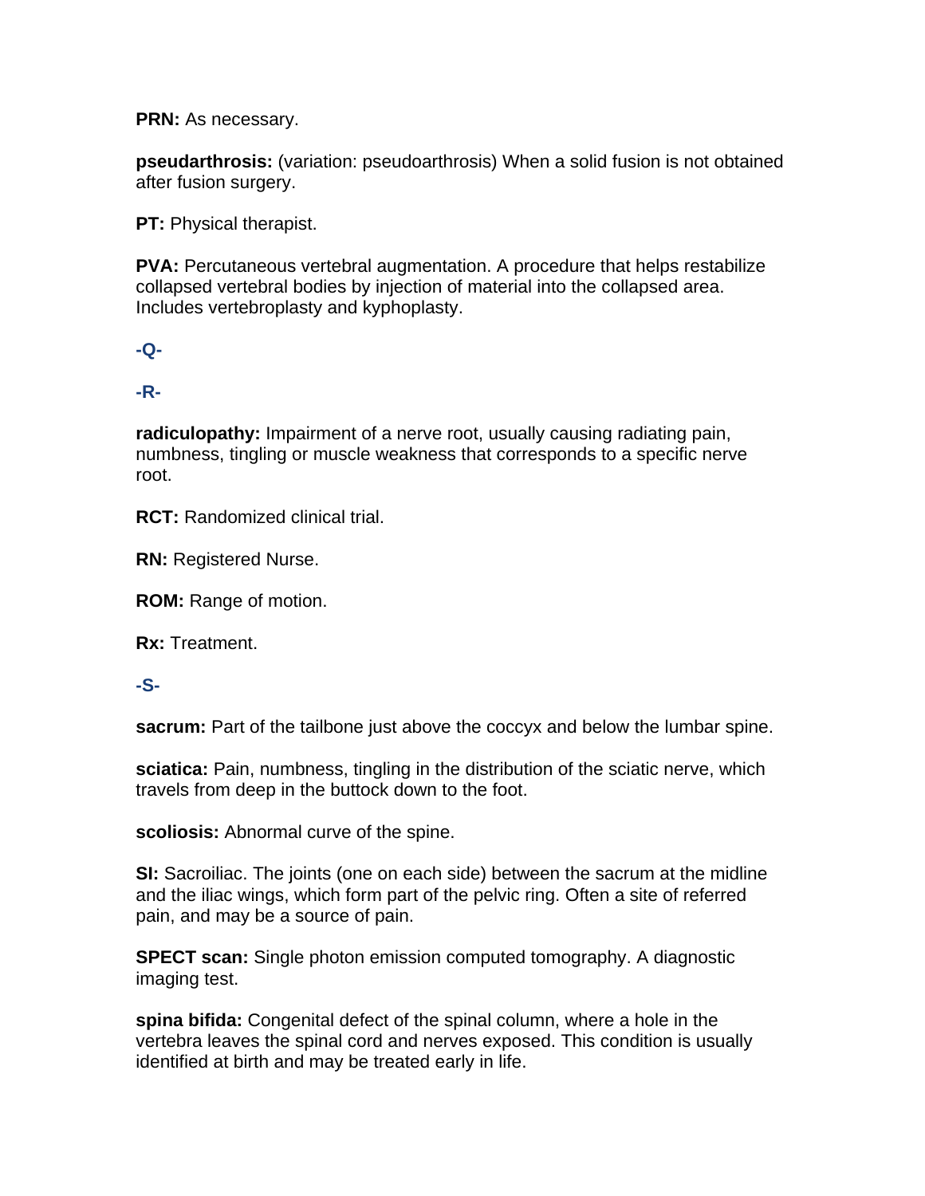**PRN:** As necessary.

**pseudarthrosis:** (variation: pseudoarthrosis) When a solid fusion is not obtained after fusion surgery.

**PT:** Physical therapist.

**PVA:** Percutaneous vertebral augmentation. A procedure that helps restabilize collapsed vertebral bodies by injection of material into the collapsed area. Includes vertebroplasty and kyphoplasty.

**-Q-**

**-R-**

**radiculopathy:** Impairment of a nerve root, usually causing radiating pain, numbness, tingling or muscle weakness that corresponds to a specific nerve root.

**RCT:** Randomized clinical trial.

**RN:** Registered Nurse.

**ROM:** Range of motion.

**Rx:** Treatment.

**-S-**

**sacrum:** Part of the tailbone just above the coccyx and below the lumbar spine.

**sciatica:** Pain, numbness, tingling in the distribution of the sciatic nerve, which travels from deep in the buttock down to the foot.

**scoliosis:** Abnormal curve of the spine.

**SI:** Sacroiliac. The joints (one on each side) between the sacrum at the midline and the iliac wings, which form part of the pelvic ring. Often a site of referred pain, and may be a source of pain.

**SPECT scan:** Single photon emission computed tomography. A diagnostic imaging test.

**spina bifida:** Congenital defect of the spinal column, where a hole in the vertebra leaves the spinal cord and nerves exposed. This condition is usually identified at birth and may be treated early in life.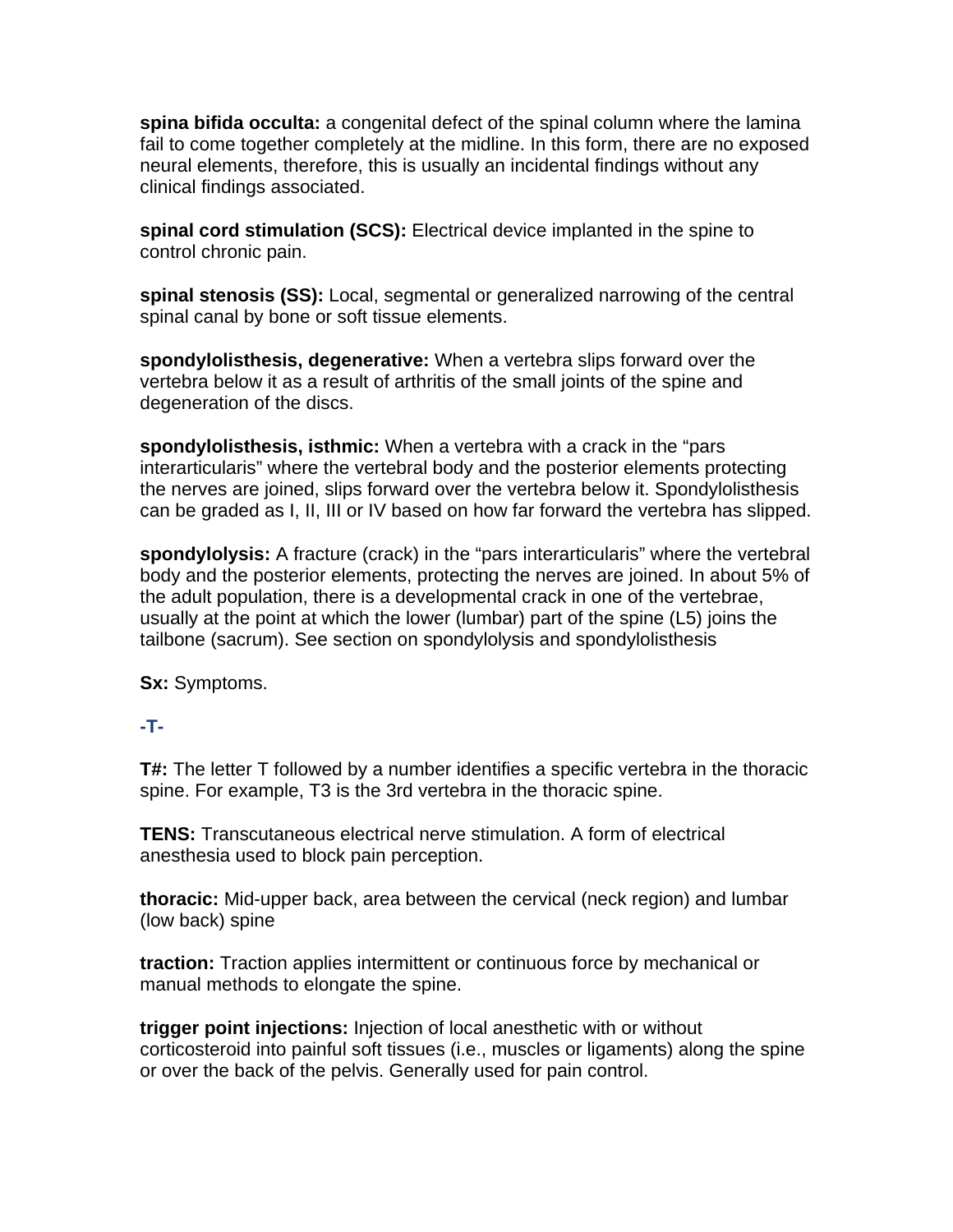**spina bifida occulta:** a congenital defect of the spinal column where the lamina fail to come together completely at the midline. In this form, there are no exposed neural elements, therefore, this is usually an incidental findings without any clinical findings associated.

**spinal cord stimulation (SCS):** Electrical device implanted in the spine to control chronic pain.

**spinal stenosis (SS):** Local, segmental or generalized narrowing of the central spinal canal by bone or soft tissue elements.

**spondylolisthesis, degenerative:** When a vertebra slips forward over the vertebra below it as a result of arthritis of the small joints of the spine and degeneration of the discs.

**spondylolisthesis, isthmic:** When a vertebra with a crack in the "pars interarticularis" where the vertebral body and the posterior elements protecting the nerves are joined, slips forward over the vertebra below it. Spondylolisthesis can be graded as I, II, III or IV based on how far forward the vertebra has slipped.

**spondylolysis:** A fracture (crack) in the "pars interarticularis" where the vertebral body and the posterior elements, protecting the nerves are joined. In about 5% of the adult population, there is a developmental crack in one of the vertebrae, usually at the point at which the lower (lumbar) part of the spine (L5) joins the tailbone (sacrum). See section on spondylolysis and spondylolisthesis

**Sx:** Symptoms.

## -T-

**T#:** The letter T followed by a number identifies a specific vertebra in the thoracic spine. For example, T3 is the 3rd vertebra in the thoracic spine.

**TENS:** Transcutaneous electrical nerve stimulation. A form of electrical anesthesia used to block pain perception.

**thoracic:** Mid-upper back, area between the cervical (neck region) and lumbar (low back) spine

**traction:** Traction applies intermittent or continuous force by mechanical or manual methods to elongate the spine.

**trigger point injections:** Injection of local anesthetic with or without corticosteroid into painful soft tissues (i.e., muscles or ligaments) along the spine or over the back of the pelvis. Generally used for pain control.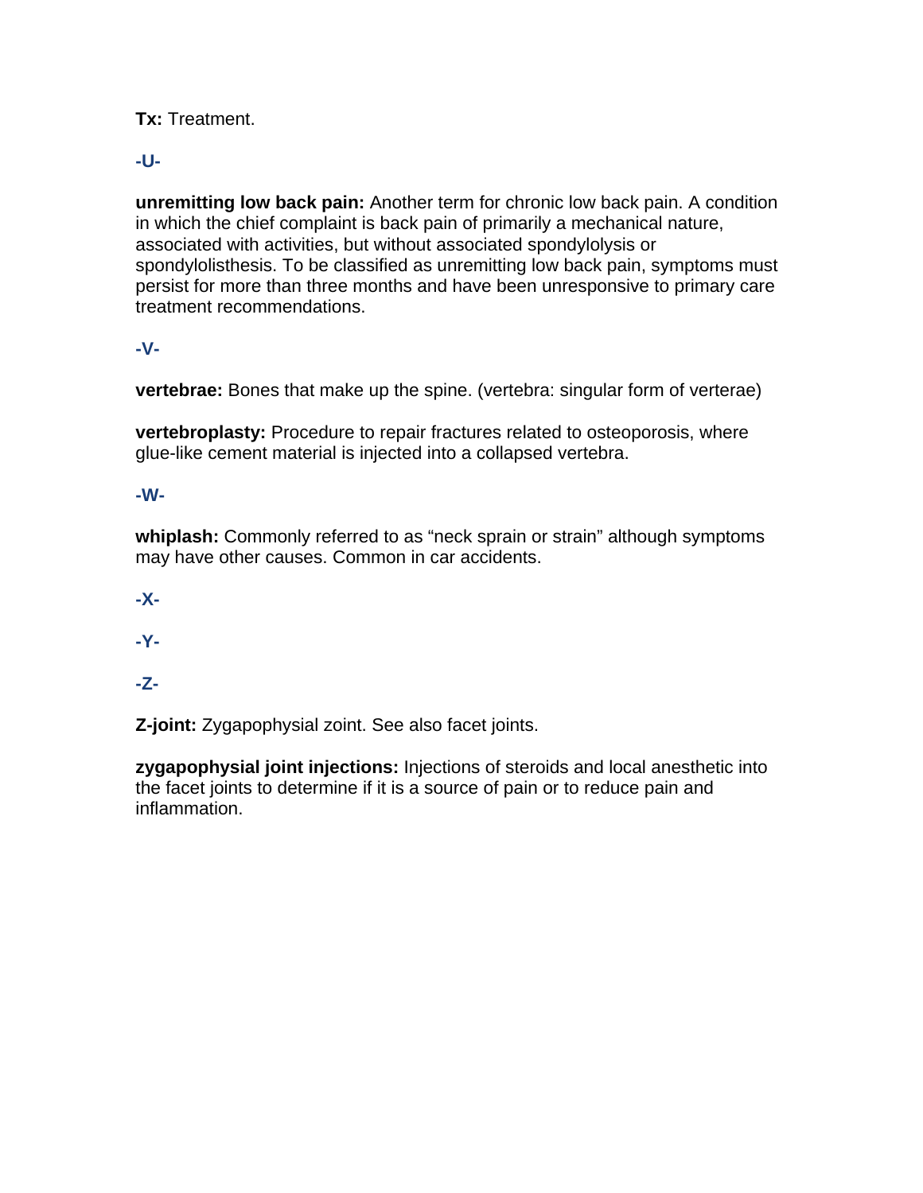**Tx:** Treatment.

**-U-**

**unremitting low back pain:** Another term for chronic low back pain. A condition in which the chief complaint is back pain of primarily a mechanical nature, associated with activities, but without associated spondylolysis or spondylolisthesis. To be classified as unremitting low back pain, symptoms must persist for more than three months and have been unresponsive to primary care treatment recommendations.

**-V-**

**vertebrae:** Bones that make up the spine. (vertebra: singular form of verterae)

**vertebroplasty:** Procedure to repair fractures related to osteoporosis, where glue-like cement material is injected into a collapsed vertebra.

**-W-**

**whiplash:** Commonly referred to as "neck sprain or strain" although symptoms may have other causes. Common in car accidents.

**-X-**

**-Y-**

**-Z-**

**Z-joint:** Zygapophysial zoint. See also facet joints.

**zygapophysial joint injections:** Injections of steroids and local anesthetic into the facet joints to determine if it is a source of pain or to reduce pain and inflammation.